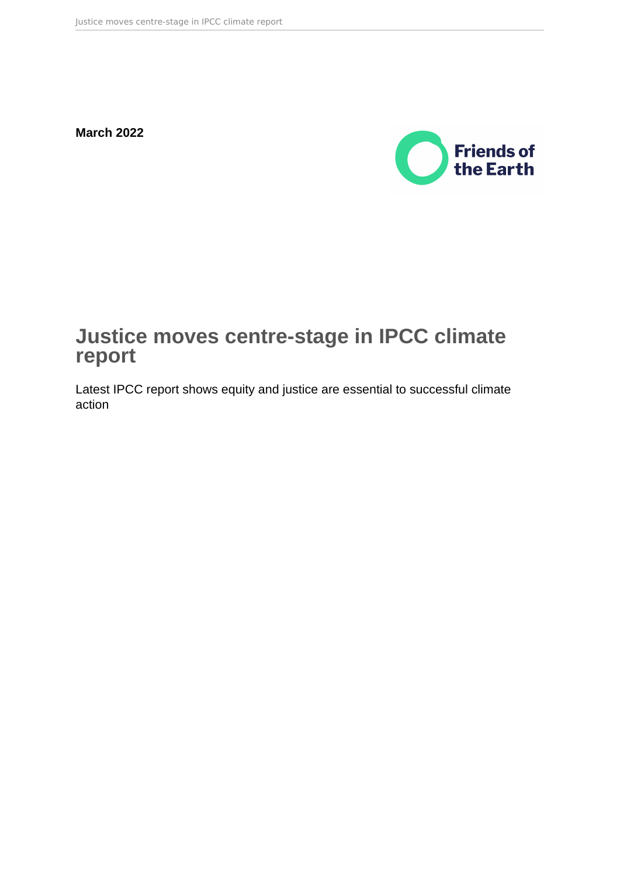**March 2022**

Friends of the Earth

# Justice moves centre-stage in IPCC climate report

Latest IPCC report shows equity and justice are essential to successful climate action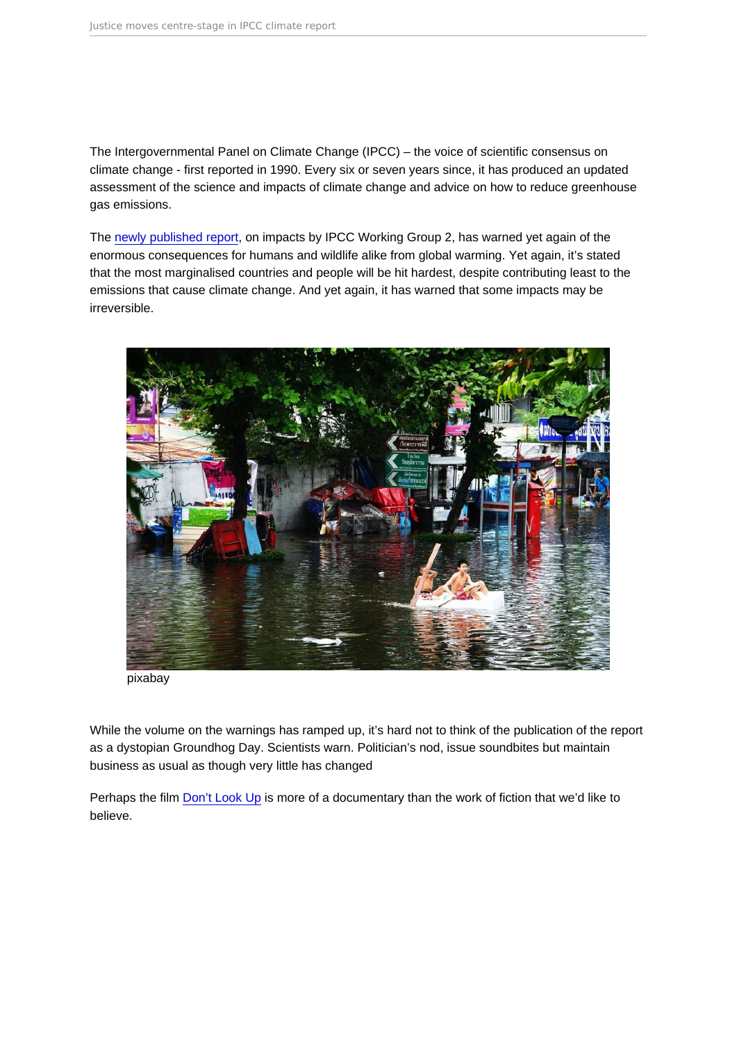The Intergovernmental Panel on Climate Change (IPCC) – the voice of scientific consensus on climate change - first reported in 1990. Every six or seven years since, it has produced an updated assessment of the science and impacts of climate change and advice on how to reduce greenhouse gas emissions.

The newly published report, on impacts by IPCC Working Group 2, has warned yet again of the enormous consequences for humans and wildlife alike from global warming. Yet again, it's stated that the most marginalised countries and people will be hit hardest, despite contributing least to the emissions that cause climate change. And yet again, it has warned that some impacts may be irreversible.

pixabay

While the volume on the warnings has ramped up, it's hard not to think of the publication of the report as a dystopian Groundhog Day. Scientists warn. Politician's nod, issue soundbites but maintain business as usual as though very little has changed

Perhaps the film Don't Look Up is more of a documentary than the work of fiction that we'd like to believe.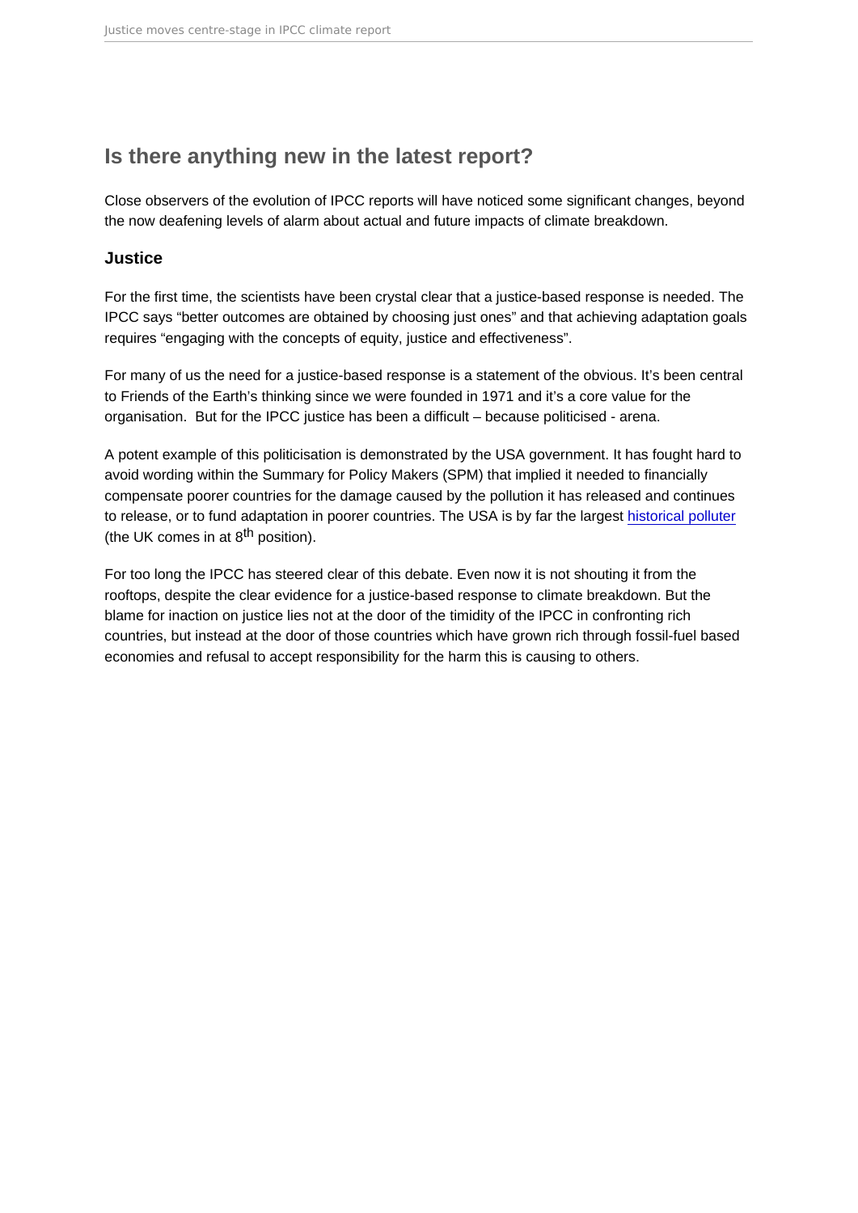## Is there anything new in the latest report?

Close observers of the evolution of IPCC reports will have noticed some significant changes, beyond the now deafening levels of alarm about actual and future impacts of climate breakdown.

### Justice

For the first time, the scientists have been crystal clear that a justice-based response is needed. The IPCC says "better outcomes are obtained by choosing just ones" and that achieving adaptation goals requires "engaging with the concepts of equity, justice and effectiveness".

For many of us the need for a justice-based response is a statement of the obvious. It's been central to Friends of the Earth's thinking since we were founded in 1971 and it's a core value for the organisation. But for the IPCC justice has been a difficult – because politicised - arena.

A potent example of this politicisation is demonstrated by the USA government. It has fought hard to avoid wording within the Summary for Policy Makers (SPM) that implied it needed to financially compensate poorer countries for the damage caused by the pollution it has released and continues to release, or to fund adaptation in poorer countries. The USA is by far the largest historical polluter (the UK comes in at 8th position).

For too long the IPCC has steered clear of this debate. Even now it is not shouting it from the rooftops, despite the clear evidence for a justice-based response to climate breakdown. But the blame for inaction on justice lies not at the door of the timidity of the IPCC in confronting rich countries, but instead at the door of those countries which have grown rich through fossil-fuel based economies and refusal to accept responsibility for the harm this is causing to others.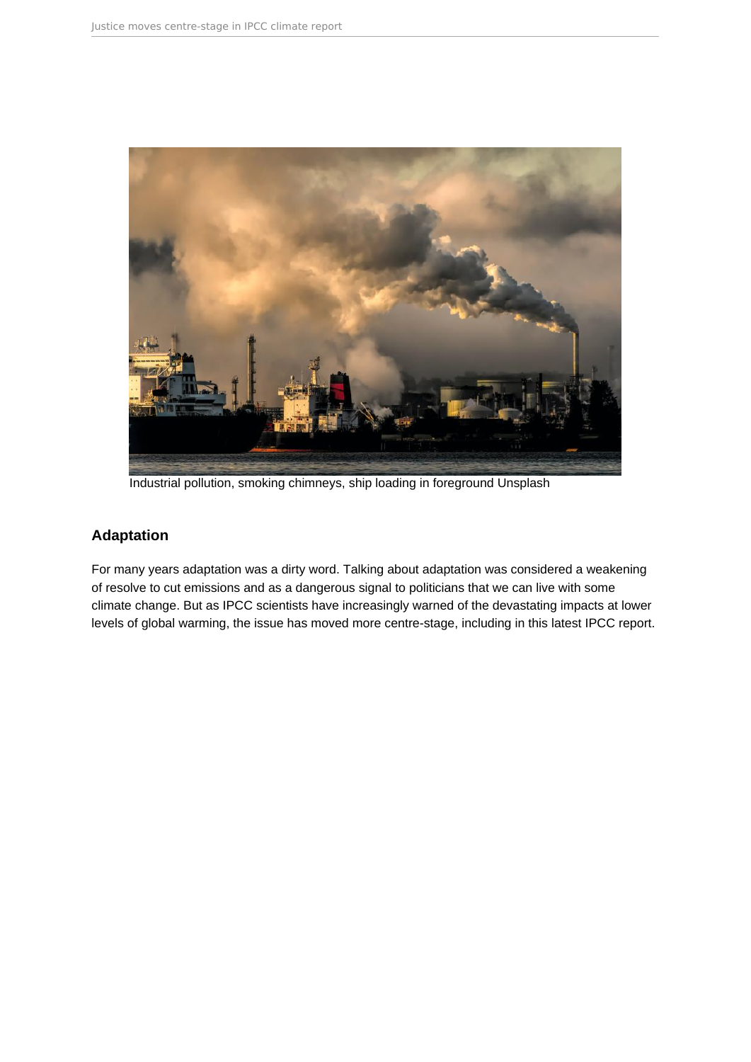Industrial pollution, smoking chimneys, ship loading in foreground Unsplash

## Adaptation

For many years adaptation was a dirty word. Talking about adaptation was considered a weakening of resolve to cut emissions and as a dangerous signal to politicians that we can live with some climate change. But as IPCC scientists have increasingly warned of the devastating impacts at lower levels of global warming, the issue has moved more centre-stage, including in this latest IPCC report.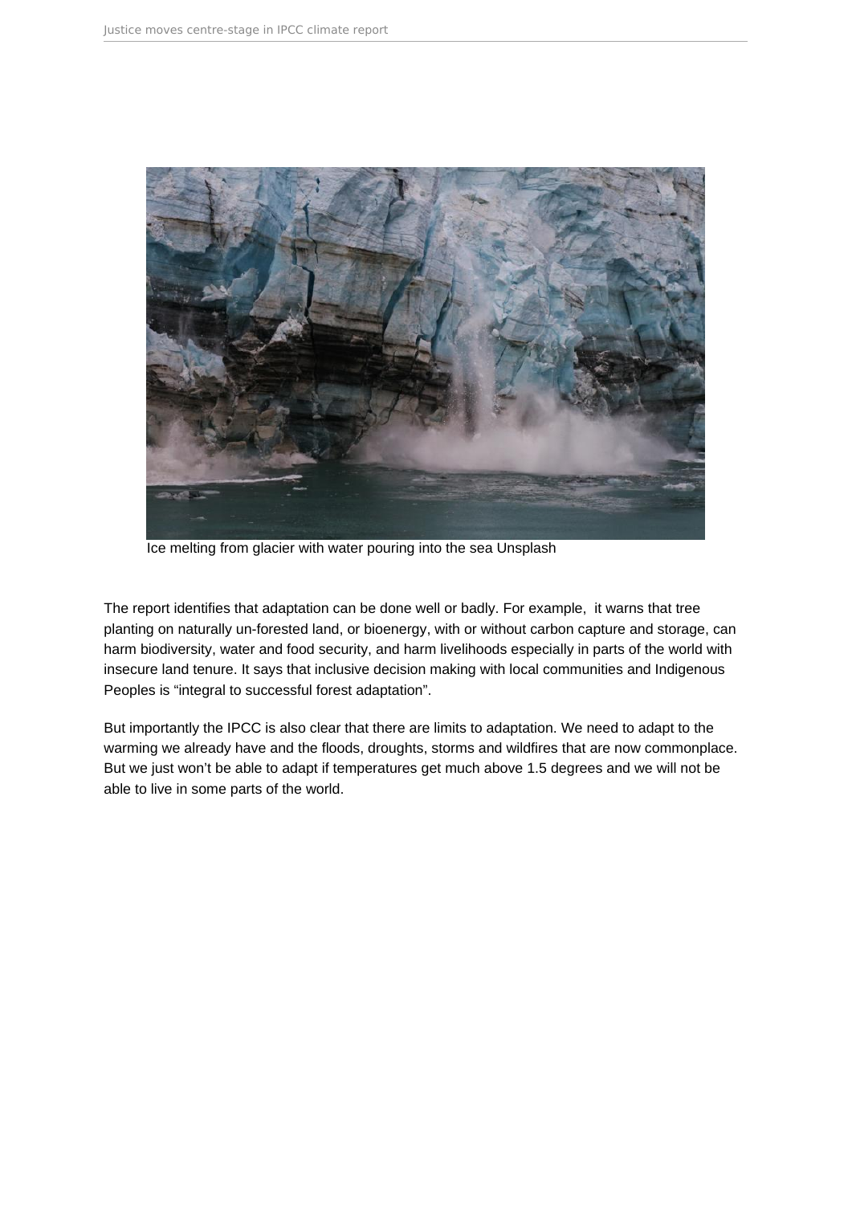Ice melting from glacier with water pouring into the sea Unsplash

The report identifies that adaptation can be done well or badly. For example, it warns that tree planting on naturally un-forested land, or bioenergy, with or without carbon capture and storage, can harm biodiversity, water and food security, and harm livelihoods especially in parts of the world with insecure land tenure. It says that inclusive decision making with local communities and Indigenous Peoples is "integral to successful forest adaptation".

But importantly the IPCC is also clear that there are limits to adaptation. We need to adapt to the warming we already have and the floods, droughts, storms and wildfires that are now commonplace. But we just won't be able to adapt if temperatures get much above 1.5 degrees and we will not be able to live in some parts of the world.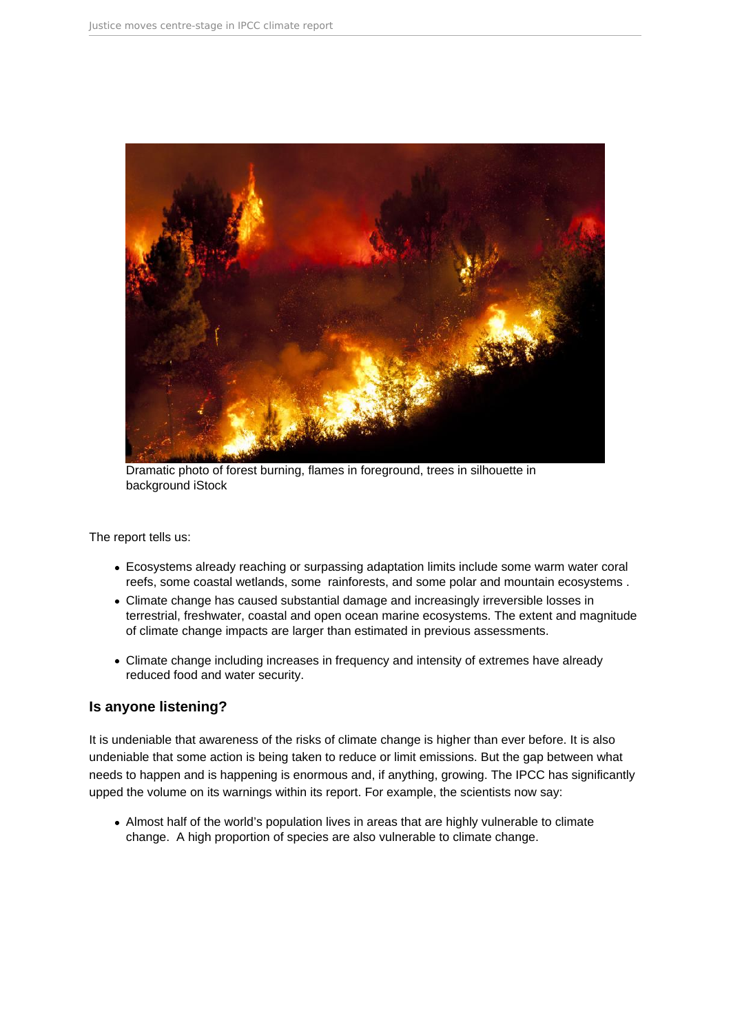Dramatic photo of forest burning, flames in foreground, trees in silhouette in background iStock

The report tells us:

- Ecosystems already reaching or surpassing adaptation limits include some warm water coral reefs, some coastal wetlands, some rainforests, and some polar and mountain ecosystems .
- Climate change has caused substantial damage and increasingly irreversible losses in terrestrial, freshwater, coastal and open ocean marine ecosystems. The extent and magnitude of climate change impacts are larger than estimated in previous assessments.
- Climate change including increases in frequency and intensity of extremes have already reduced food and water security.

## Is anyone listening?

It is undeniable that awareness of the risks of climate change is higher than ever before. It is also undeniable that some action is being taken to reduce or limit emissions. But the gap between what needs to happen and is happening is enormous and, if anything, growing. The IPCC has significantly upped the volume on its warnings within its report. For example, the scientists now say:

- Almost half of the world's population lives in areas that are highly vulnerable to climate change. A high proportion of species are also vulnerable to climate change.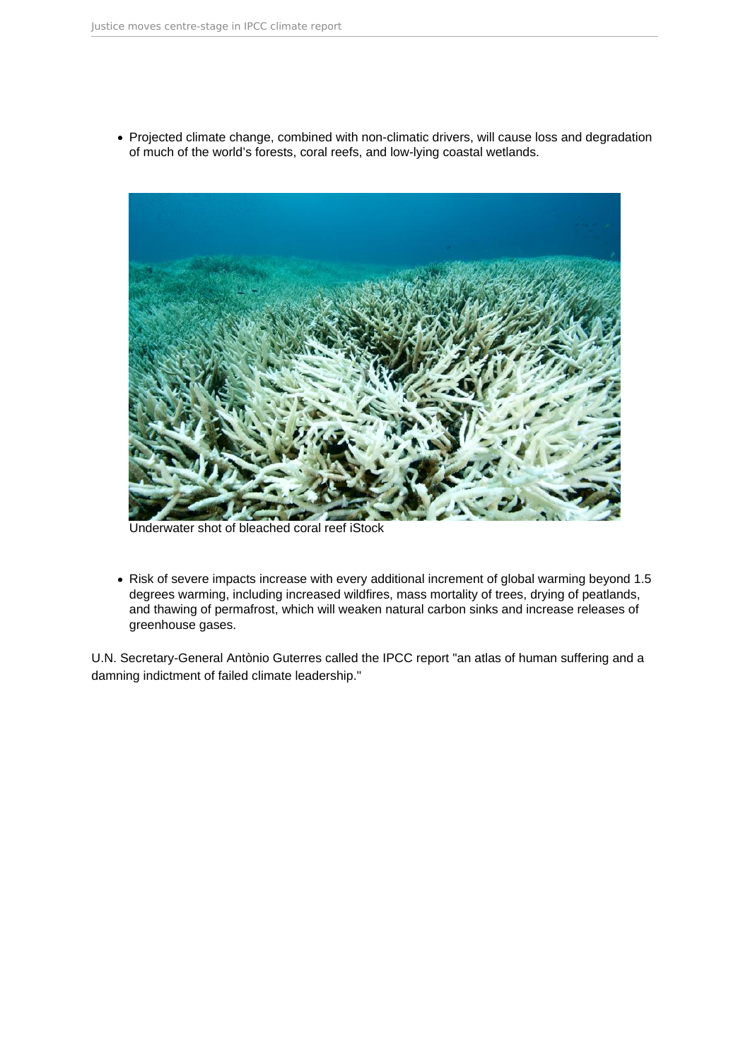- Projected climate change, combined with non-climatic drivers, will cause loss and degradation of much of the world's forests, coral reefs, and low-lying coastal wetlands.

Underwater shot of bleached coral reef iStock

- Risk of severe impacts increase with every additional increment of global warming beyond 1.5 degrees warming, including increased wildfires, mass mortality of trees, drying of peatlands, and thawing of permafrost, which will weaken natural carbon sinks and increase releases of greenhouse gases.

U.N. Secretary-General Antònio Guterres called the IPCC report "an atlas of human suffering and a damning indictment of failed climate leadership."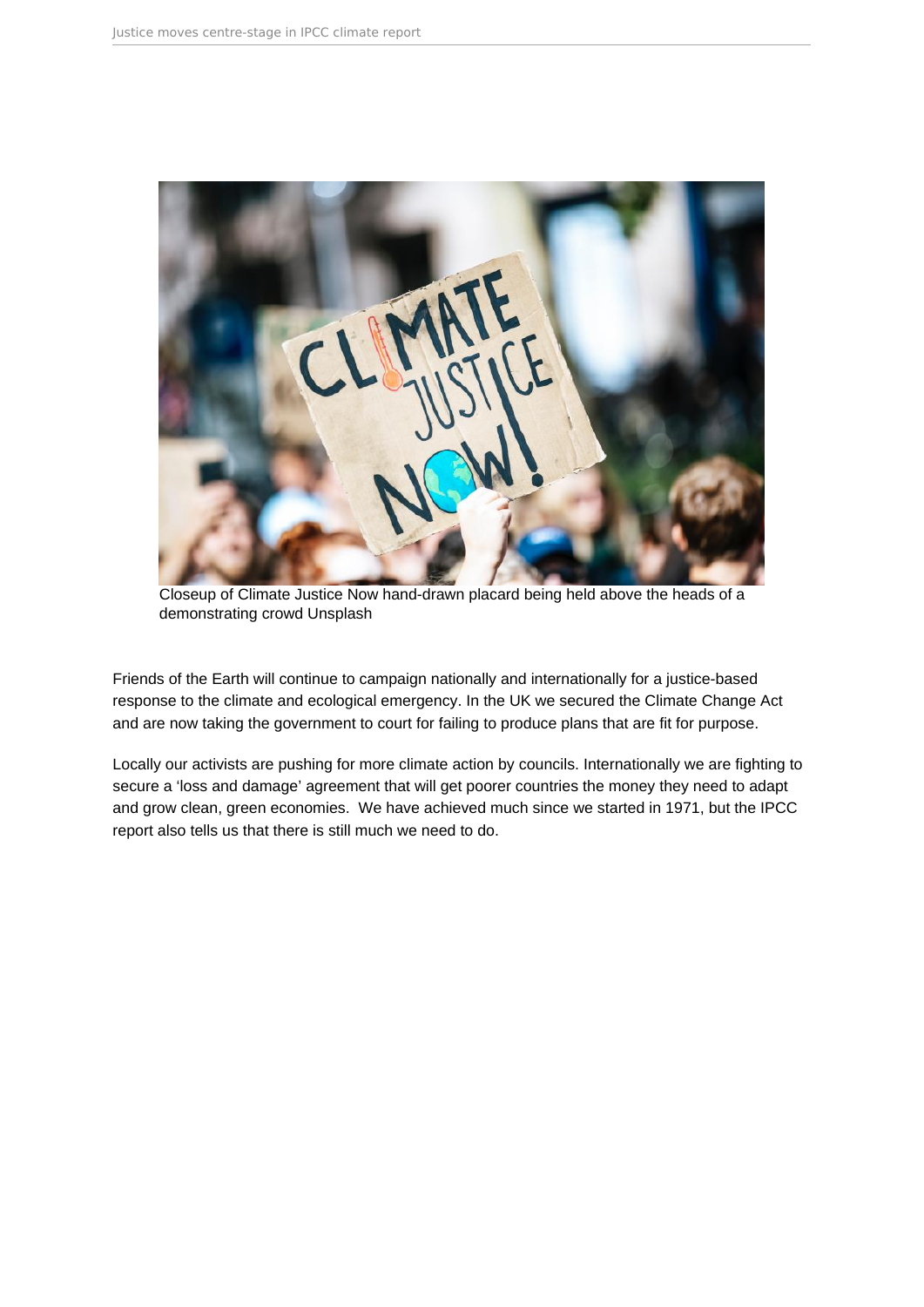Closeup of Climate Justice Now hand-drawn placard being held above the heads of a demonstrating crowd Unsplash

Friends of the Earth will continue to campaign nationally and internationally for a justice-based response to the climate and ecological emergency. In the UK we secured the Climate Change Act and are now taking the government to court for failing to produce plans that are fit for purpose.

Locally our activists are pushing for more climate action by councils. Internationally we are fighting to secure a 'loss and damage' agreement that will get poorer countries the money they need to adapt and grow clean, green economies. We have achieved much since we started in 1971, but the IPCC report also tells us that there is still much we need to do.